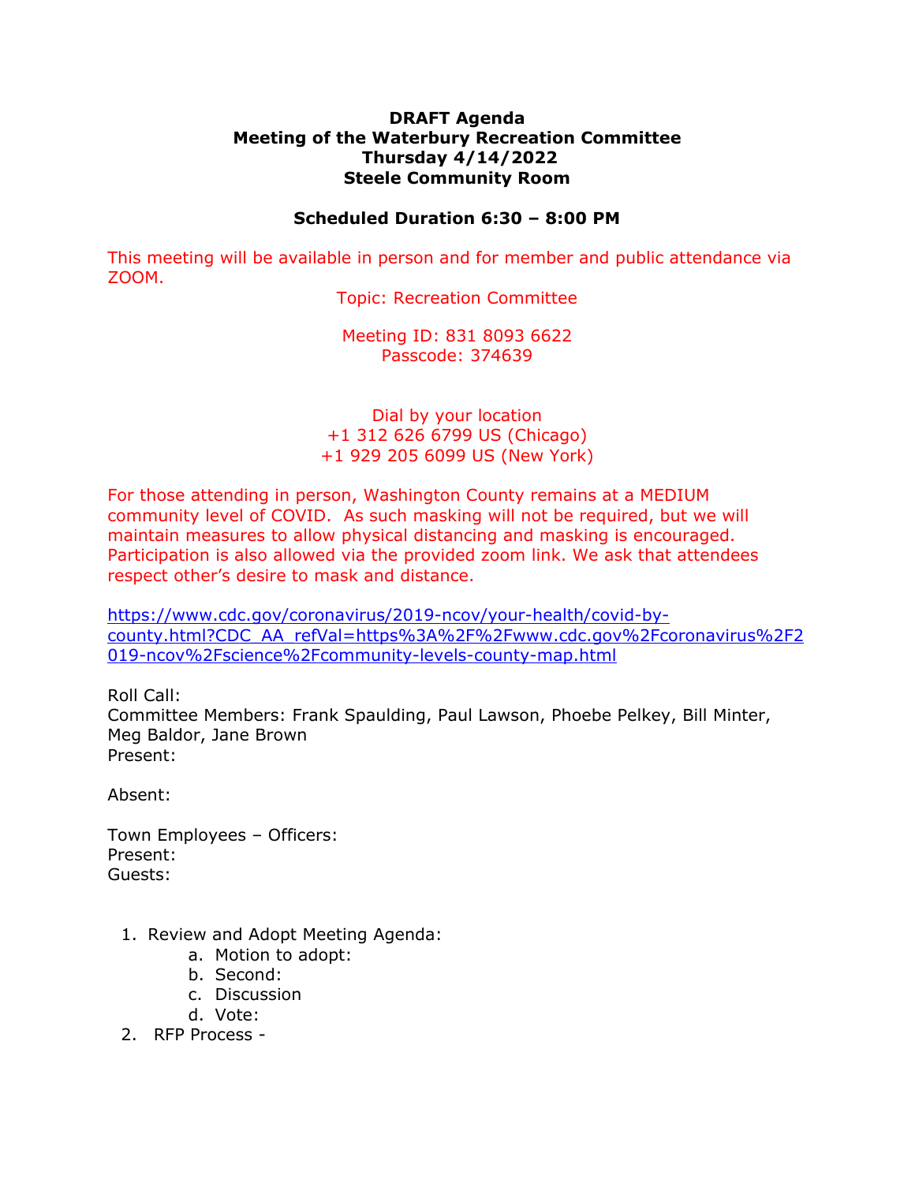**DRAFT Agenda**
**Meeting of the Waterbury Recreation Committee**
**Thursday 4/14/2022**
**Steele Community Room**

**Scheduled Duration 6:30 – 8:00 PM**

This meeting will be available in person and for member and public attendance via ZOOM.

Topic: Recreation Committee

Meeting ID: 831 8093 6622
Passcode: 374639

Dial by your location
+1 312 626 6799 US (Chicago)
+1 929 205 6099 US (New York)

For those attending in person, Washington County remains at a MEDIUM community level of COVID. As such masking will not be required, but we will maintain measures to allow physical distancing and masking is encouraged. Participation is also allowed via the provided zoom link. We ask that attendees respect other's desire to mask and distance.

https://www.cdc.gov/coronavirus/2019-ncov/your-health/covid-by-county.html?CDC_AA_refVal=https%3A%2F%2Fwww.cdc.gov%2Fcoronavirus%2F2019-ncov%2Fscience%2Fcommunity-levels-county-map.html

Roll Call:
Committee Members: Frank Spaulding, Paul Lawson, Phoebe Pelkey, Bill Minter, Meg Baldor, Jane Brown
Present:

Absent:

Town Employees – Officers:
Present:
Guests:

1. Review and Adopt Meeting Agenda:
   a. Motion to adopt:
   b. Second:
   c. Discussion
   d. Vote:
2. RFP Process -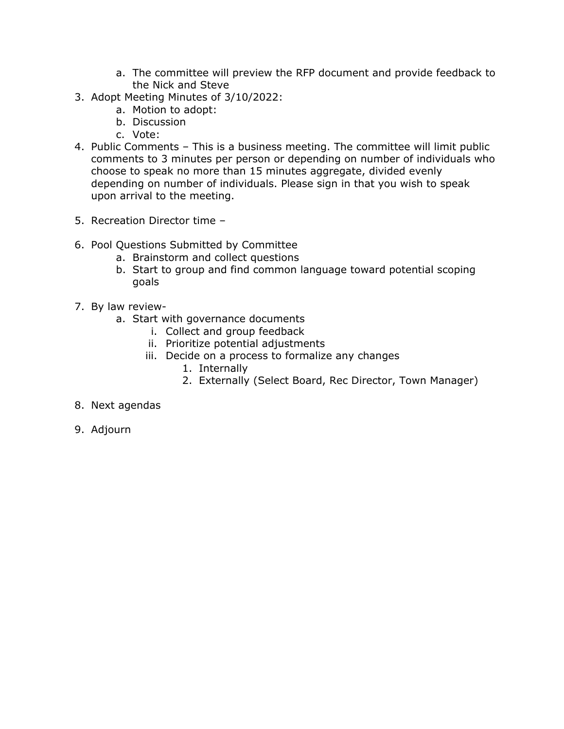a. The committee will preview the RFP document and provide feedback to the Nick and Steve

3. Adopt Meeting Minutes of 3/10/2022:
   a. Motion to adopt:
   b. Discussion
   c. Vote:
4. Public Comments – This is a business meeting. The committee will limit public comments to 3 minutes per person or depending on number of individuals who choose to speak no more than 15 minutes aggregate, divided evenly depending on number of individuals. Please sign in that you wish to speak upon arrival to the meeting.

5. Recreation Director time –

6. Pool Questions Submitted by Committee
   a. Brainstorm and collect questions
   b. Start to group and find common language toward potential scoping goals

7. By law review-
   a. Start with governance documents
      i. Collect and group feedback
      ii. Prioritize potential adjustments
      iii. Decide on a process to formalize any changes
         1. Internally
         2. Externally (Select Board, Rec Director, Town Manager)

8. Next agendas

9. Adjourn